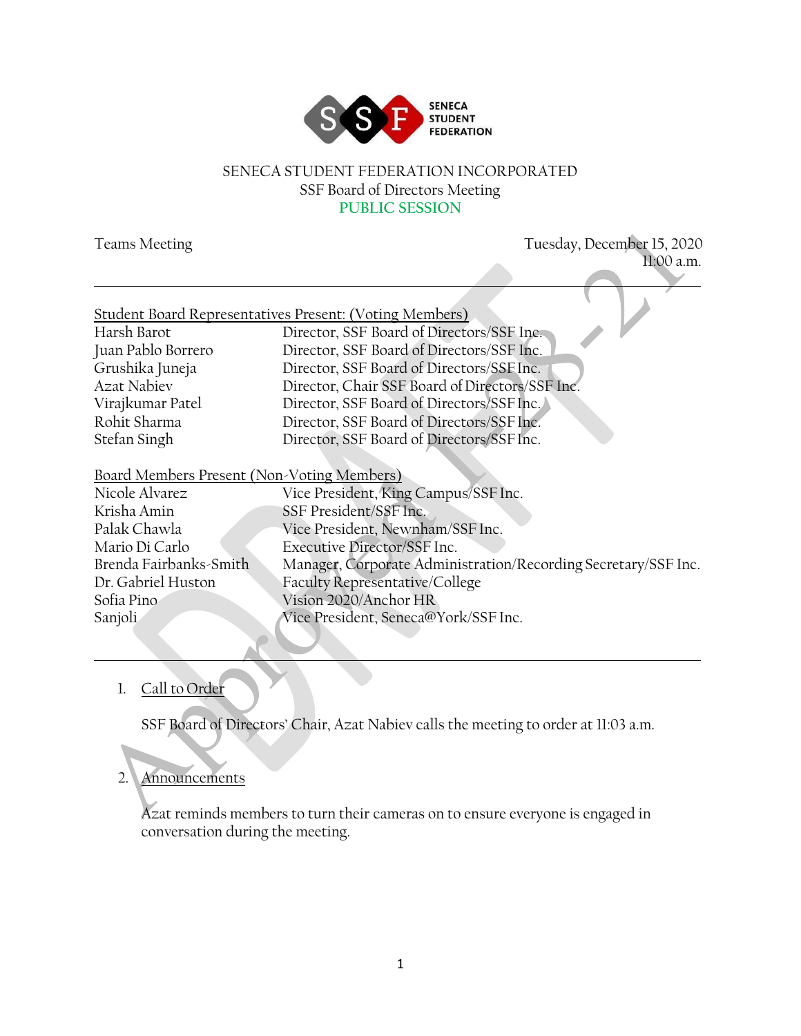SENECA STUDENT FEDERATION

# SENECA STUDENT FEDERATION INCORPORATED

## SSF Board of Directors Meeting

## PUBLIC SESSION

Teams Meeting

Tuesday, December 15, 2020
11:00 a.m.

---

<u>Student Board Representatives Present: (Voting Members)</u>

| | |
|---|---|
| Harsh Barot | Director, SSF Board of Directors/SSF Inc. |
| Juan Pablo Borrero | Director, SSF Board of Directors/SSF Inc. |
| Grushika Juneja | Director, SSF Board of Directors/SSF Inc. |
| Azat Nabiev | Director, Chair SSF Board of Directors/SSF Inc. |
| Virajkumar Patel | Director, SSF Board of Directors/SSF Inc. |
| Rohit Sharma | Director, SSF Board of Directors/SSF Inc. |
| Stefan Singh | Director, SSF Board of Directors/SSF Inc. |

<u>Board Members Present (Non-Voting Members)</u>

| | |
|---|---|
| Nicole Alvarez | Vice President, King Campus/SSF Inc. |
| Krisha Amin | SSF President/SSF Inc. |
| Palak Chawla | Vice President, Newnham/SSF Inc. |
| Mario Di Carlo | Executive Director/SSF Inc. |
| Brenda Fairbanks-Smith | Manager, Corporate Administration/Recording Secretary/SSF Inc. |
| Dr. Gabriel Huston | Faculty Representative/College |
| Sofia Pino | Vision 2020/Anchor HR |
| Sanjoli | Vice President, Seneca@York/SSF Inc. |

---

1. <u>Call to Order</u>

   SSF Board of Directors' Chair, Azat Nabiev calls the meeting to order at 11:03 a.m.

2. <u>Announcements</u>

   Azat reminds members to turn their cameras on to ensure everyone is engaged in conversation during the meeting.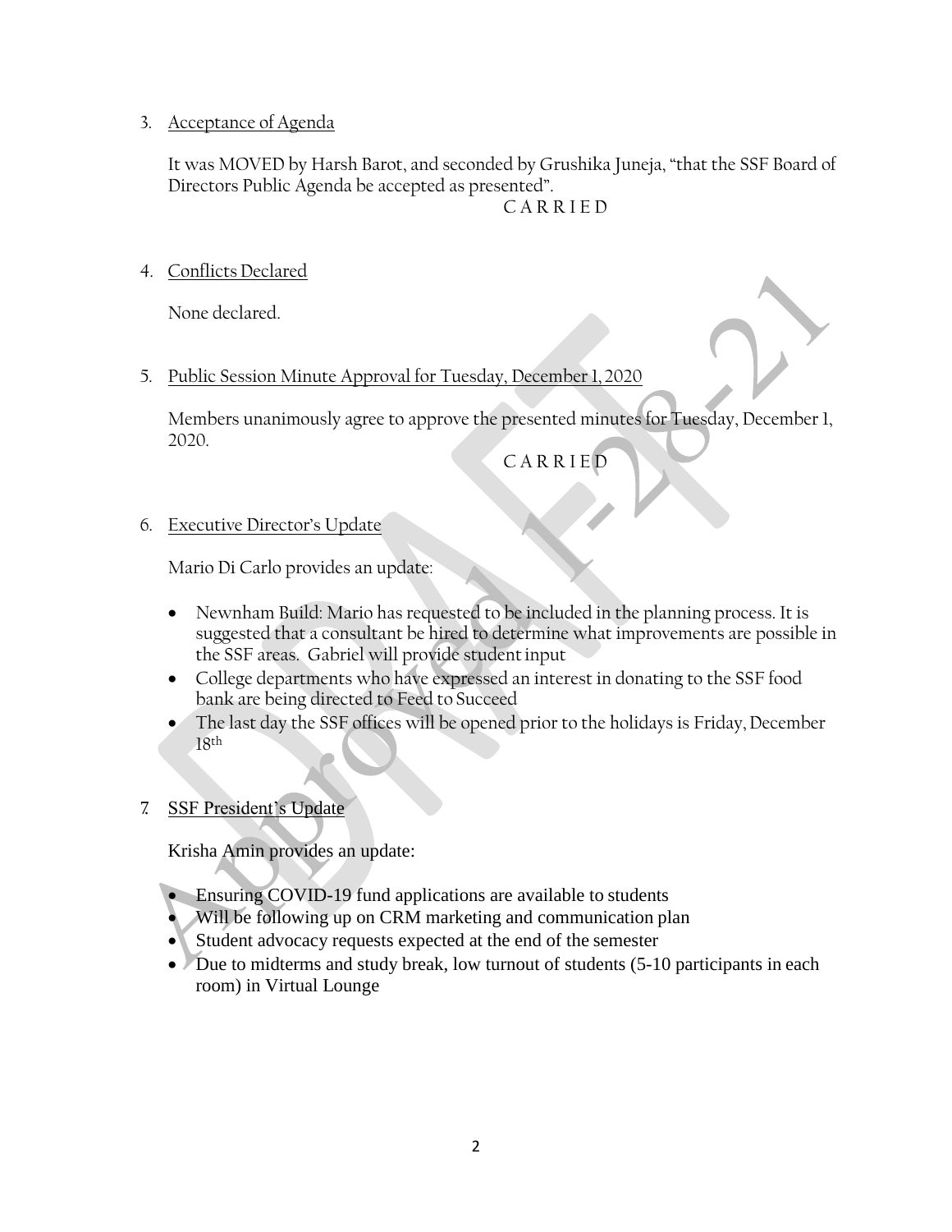3. Acceptance of Agenda

   It was MOVED by Harsh Barot, and seconded by Grushika Juneja, "that the SSF Board of Directors Public Agenda be accepted as presented".

   C A R R I E D

4. Conflicts Declared

   None declared.

5. Public Session Minute Approval for Tuesday, December 1, 2020

   Members unanimously agree to approve the presented minutes for Tuesday, December 1, 2020.

   C A R R I E D

6. Executive Director's Update

   Mario Di Carlo provides an update:

   - Newnham Build: Mario has requested to be included in the planning process. It is suggested that a consultant be hired to determine what improvements are possible in the SSF areas. Gabriel will provide student input
   - College departments who have expressed an interest in donating to the SSF food bank are being directed to Feed to Succeed
   - The last day the SSF offices will be opened prior to the holidays is Friday, December 18th

7. SSF President's Update

   Krisha Amin provides an update:

   - Ensuring COVID-19 fund applications are available to students
   - Will be following up on CRM marketing and communication plan
   - Student advocacy requests expected at the end of the semester
   - Due to midterms and study break, low turnout of students (5-10 participants in each room) in Virtual Lounge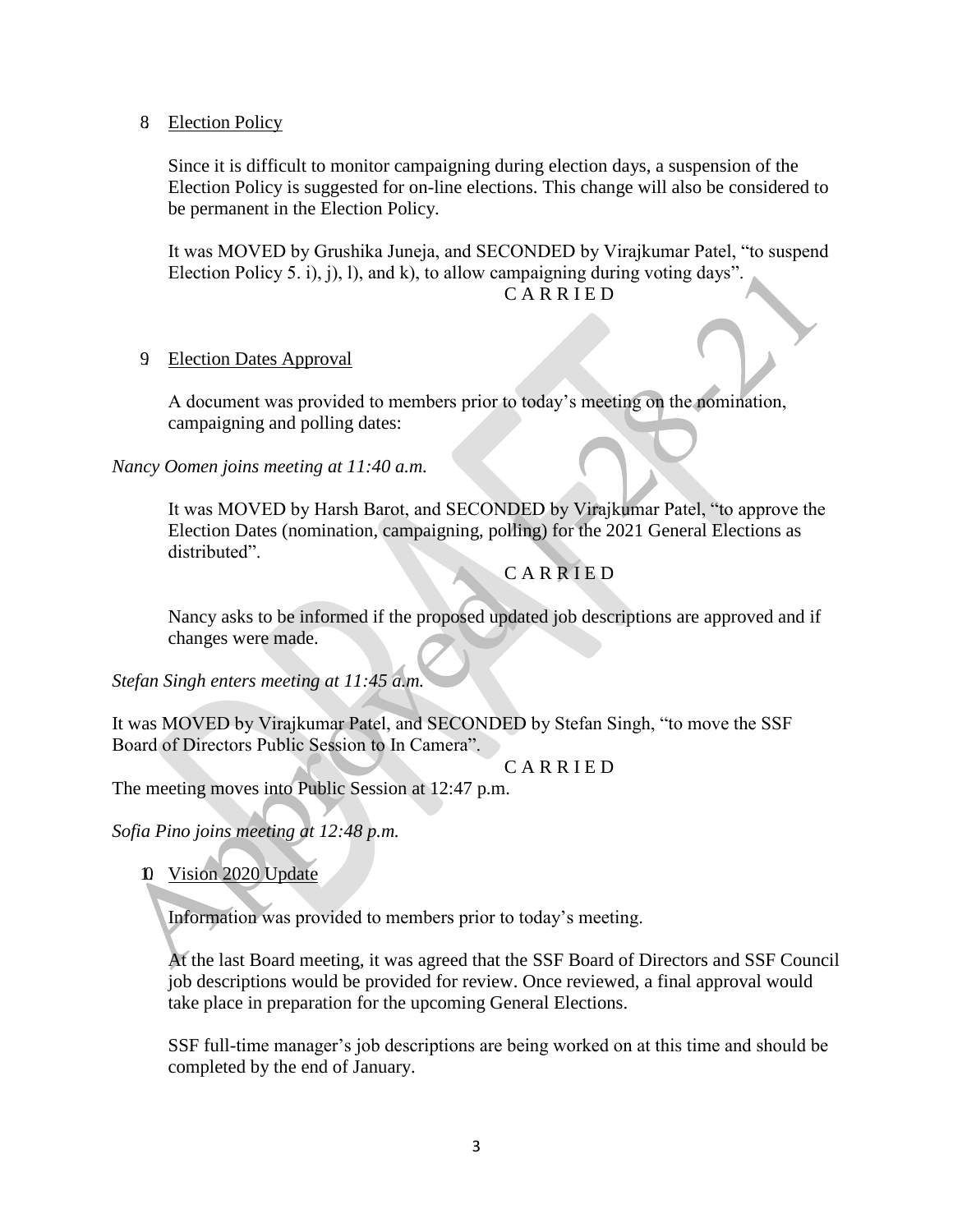8 Election Policy

Since it is difficult to monitor campaigning during election days, a suspension of the Election Policy is suggested for on-line elections. This change will also be considered to be permanent in the Election Policy.

It was MOVED by Grushika Juneja, and SECONDED by Virajkumar Patel, "to suspend Election Policy 5. i), j), l), and k), to allow campaigning during voting days".

C A R R I E D

9 Election Dates Approval

A document was provided to members prior to today's meeting on the nomination, campaigning and polling dates:

*Nancy Oomen joins meeting at 11:40 a.m.*

It was MOVED by Harsh Barot, and SECONDED by Virajkumar Patel, "to approve the Election Dates (nomination, campaigning, polling) for the 2021 General Elections as distributed".

C A R R I E D

Nancy asks to be informed if the proposed updated job descriptions are approved and if changes were made.

*Stefan Singh enters meeting at 11:45 a.m.*

It was MOVED by Virajkumar Patel, and SECONDED by Stefan Singh, "to move the SSF Board of Directors Public Session to In Camera".

C A R R I E D

The meeting moves into Public Session at 12:47 p.m.

*Sofia Pino joins meeting at 12:48 p.m.*

10 Vision 2020 Update

Information was provided to members prior to today's meeting.

At the last Board meeting, it was agreed that the SSF Board of Directors and SSF Council job descriptions would be provided for review. Once reviewed, a final approval would take place in preparation for the upcoming General Elections.

SSF full-time manager's job descriptions are being worked on at this time and should be completed by the end of January.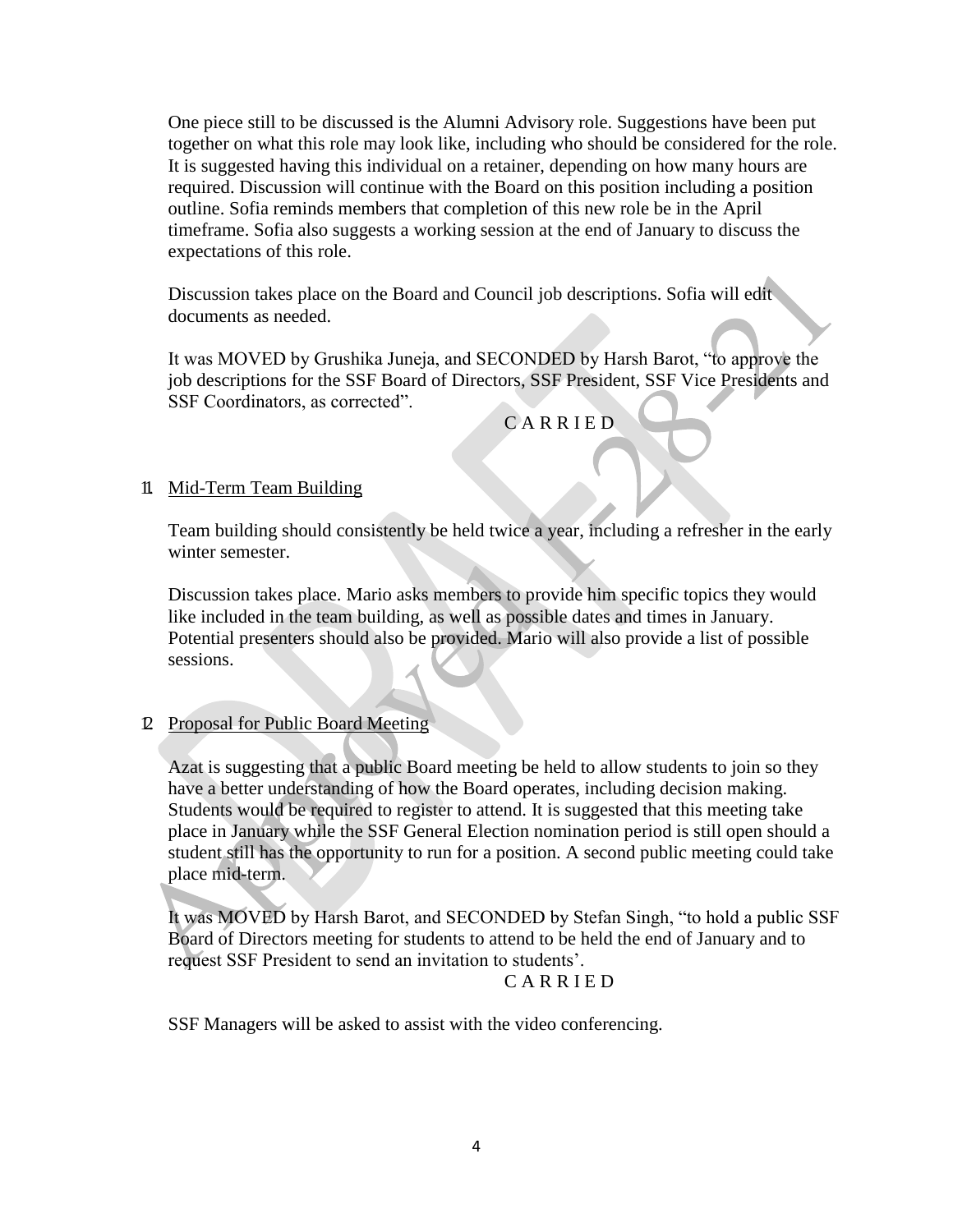One piece still to be discussed is the Alumni Advisory role. Suggestions have been put together on what this role may look like, including who should be considered for the role. It is suggested having this individual on a retainer, depending on how many hours are required. Discussion will continue with the Board on this position including a position outline. Sofia reminds members that completion of this new role be in the April timeframe. Sofia also suggests a working session at the end of January to discuss the expectations of this role.

Discussion takes place on the Board and Council job descriptions. Sofia will edit documents as needed.

It was MOVED by Grushika Juneja, and SECONDED by Harsh Barot, "to approve the job descriptions for the SSF Board of Directors, SSF President, SSF Vice Presidents and SSF Coordinators, as corrected".

C A R R I E D

11. Mid-Term Team Building

Team building should consistently be held twice a year, including a refresher in the early winter semester.

Discussion takes place. Mario asks members to provide him specific topics they would like included in the team building, as well as possible dates and times in January. Potential presenters should also be provided. Mario will also provide a list of possible sessions.

12. Proposal for Public Board Meeting

Azat is suggesting that a public Board meeting be held to allow students to join so they have a better understanding of how the Board operates, including decision making. Students would be required to register to attend. It is suggested that this meeting take place in January while the SSF General Election nomination period is still open should a student still has the opportunity to run for a position. A second public meeting could take place mid-term.

It was MOVED by Harsh Barot, and SECONDED by Stefan Singh, "to hold a public SSF Board of Directors meeting for students to attend to be held the end of January and to request SSF President to send an invitation to students'.

C A R R I E D

SSF Managers will be asked to assist with the video conferencing.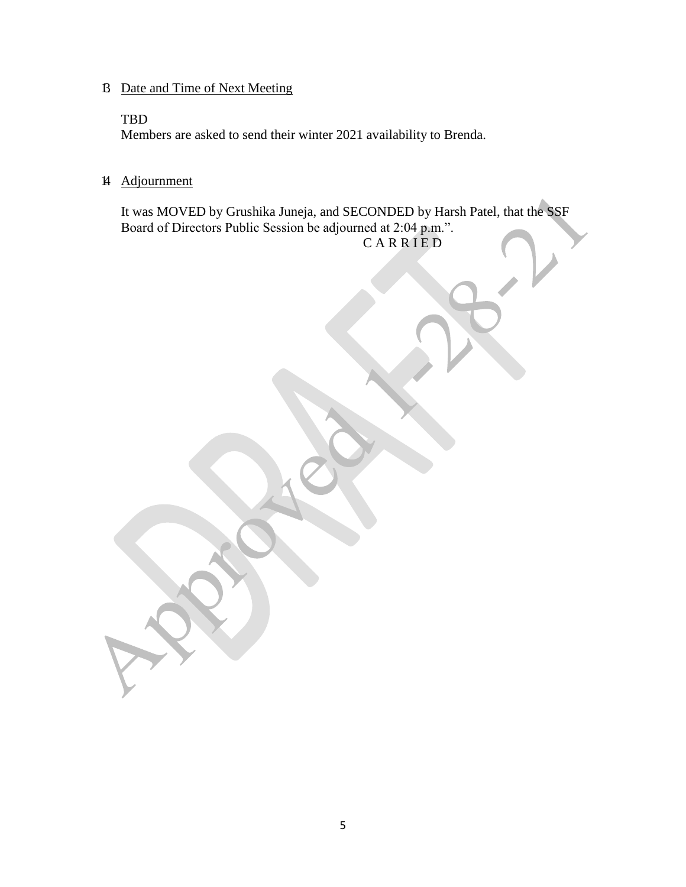13 Date and Time of Next Meeting

TBD
Members are asked to send their winter 2021 availability to Brenda.

14 Adjournment

It was MOVED by Grushika Juneja, and SECONDED by Harsh Patel, that the SSF Board of Directors Public Session be adjourned at 2:04 p.m.".

C A R R I E D

DRAFT

Approved 1-28-21